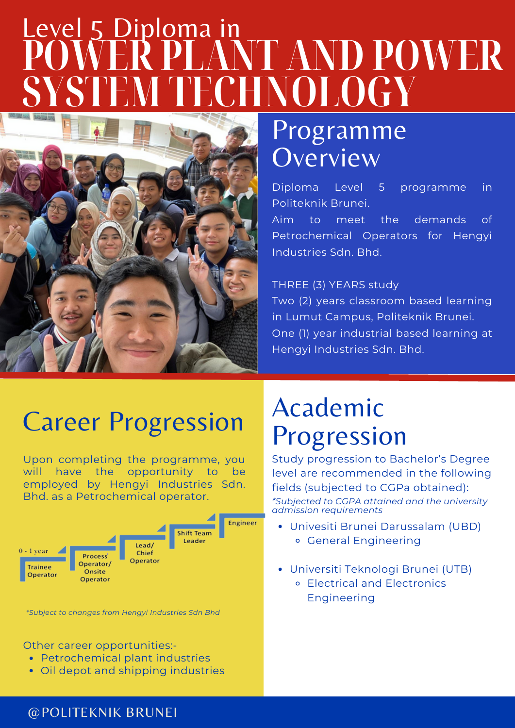# Level 5 Diploma in POWER PLANT AND POWER SYSTEM TECHNOLOGY

## Programme Overview

Diploma Level 5 programme in Politeknik Brunei.
Aim to meet the demands of Petrochemical Operators for Hengyi Industries Sdn. Bhd.

THREE (3) YEARS study
Two (2) years classroom based learning in Lumut Campus, Politeknik Brunei.
One (1) year industrial based learning at Hengyi Industries Sdn. Bhd.

## Career Progression

Upon completing the programme, you will have the opportunity to be employed by Hengyi Industries Sdn. Bhd. as a Petrochemical operator.

0 - 1 year: Trainee Operator → Process Operator/ Onsite Operator → Lead/ Chief Operator → Shift Team Leader → Engineer

*Subject to changes from Hengyi Industries Sdn Bhd*

Other career opportunities:-

- Petrochemical plant industries
- Oil depot and shipping industries

## Academic Progression

Study progression to Bachelor's Degree level are recommended in the following fields (subjected to CGPa obtained):

*\*Subjected to CGPA attained and the university admission requirements*

- Univesiti Brunei Darussalam (UBD)
  - General Engineering
- Universiti Teknologi Brunei (UTB)
  - Electrical and Electronics Engineering

@POLITEKNIK BRUNEI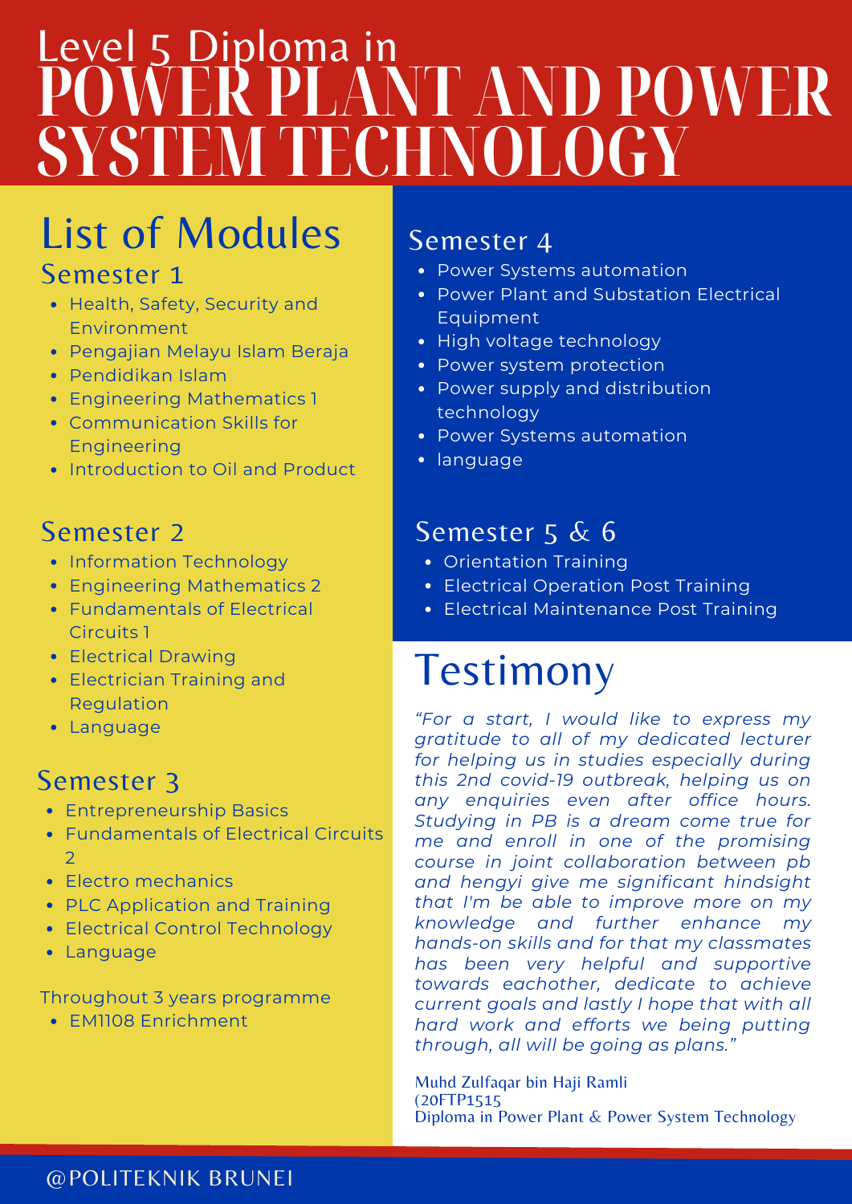# Level 5 Diploma in POWER PLANT AND POWER SYSTEM TECHNOLOGY

## List of Modules

### Semester 1

- Health, Safety, Security and Environment
- Pengajian Melayu Islam Beraja
- Pendidikan Islam
- Engineering Mathematics 1
- Communication Skills for Engineering
- Introduction to Oil and Product

### Semester 2

- Information Technology
- Engineering Mathematics 2
- Fundamentals of Electrical Circuits 1
- Electrical Drawing
- Electrician Training and Regulation
- Language

### Semester 3

- Entrepreneurship Basics
- Fundamentals of Electrical Circuits 2
- Electro mechanics
- PLC Application and Training
- Electrical Control Technology
- Language

Throughout 3 years programme

- EM1108 Enrichment

### Semester 4

- Power Systems automation
- Power Plant and Substation Electrical Equipment
- High voltage technology
- Power system protection
- Power supply and distribution technology
- Power Systems automation
- language

### Semester 5 & 6

- Orientation Training
- Electrical Operation Post Training
- Electrical Maintenance Post Training

## Testimony

*"For a start, I would like to express my gratitude to all of my dedicated lecturer for helping us in studies especially during this 2nd covid-19 outbreak, helping us on any enquiries even after office hours. Studying in PB is a dream come true for me and enroll in one of the promising course in joint collaboration between pb and hengyi give me significant hindsight that I'm be able to improve more on my knowledge and further enhance my hands-on skills and for that my classmates has been very helpful and supportive towards eachother, dedicate to achieve current goals and lastly I hope that with all hard work and efforts we being putting through, all will be going as plans."*

Muhd Zulfaqar bin Haji Ramli
(20FTP1515
Diploma in Power Plant & Power System Technology

@POLITEKNIK BRUNEI